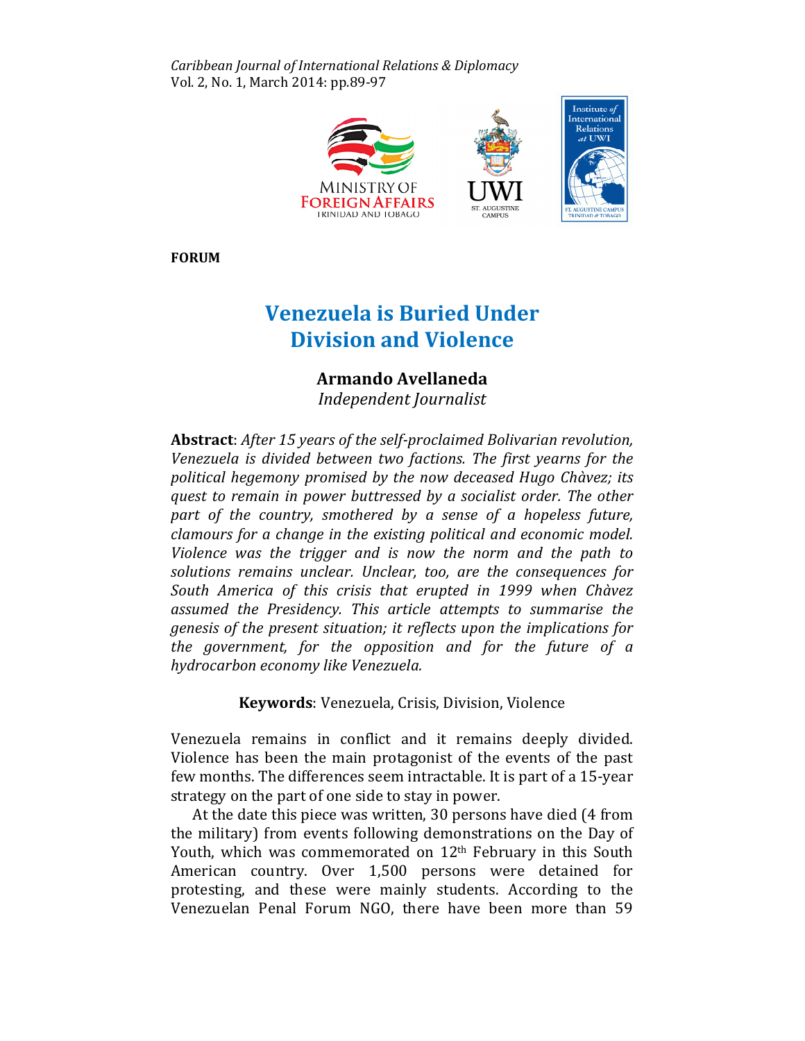**FORUM**

# Venezuela is Buried Under Division and Violence

**Armando Avellaneda**
*Independent Journalist*

**Abstract**: *After 15 years of the self-proclaimed Bolivarian revolution, Venezuela is divided between two factions. The first yearns for the political hegemony promised by the now deceased Hugo Chàvez; its quest to remain in power buttressed by a socialist order. The other part of the country, smothered by a sense of a hopeless future, clamours for a change in the existing political and economic model. Violence was the trigger and is now the norm and the path to solutions remains unclear. Unclear, too, are the consequences for South America of this crisis that erupted in 1999 when Chàvez assumed the Presidency. This article attempts to summarise the genesis of the present situation; it reflects upon the implications for the government, for the opposition and for the future of a hydrocarbon economy like Venezuela.*

**Keywords**: Venezuela, Crisis, Division, Violence

Venezuela remains in conflict and it remains deeply divided. Violence has been the main protagonist of the events of the past few months. The differences seem intractable. It is part of a 15-year strategy on the part of one side to stay in power.

At the date this piece was written, 30 persons have died (4 from the military) from events following demonstrations on the Day of Youth, which was commemorated on 12th February in this South American country. Over 1,500 persons were detained for protesting, and these were mainly students. According to the Venezuelan Penal Forum NGO, there have been more than 59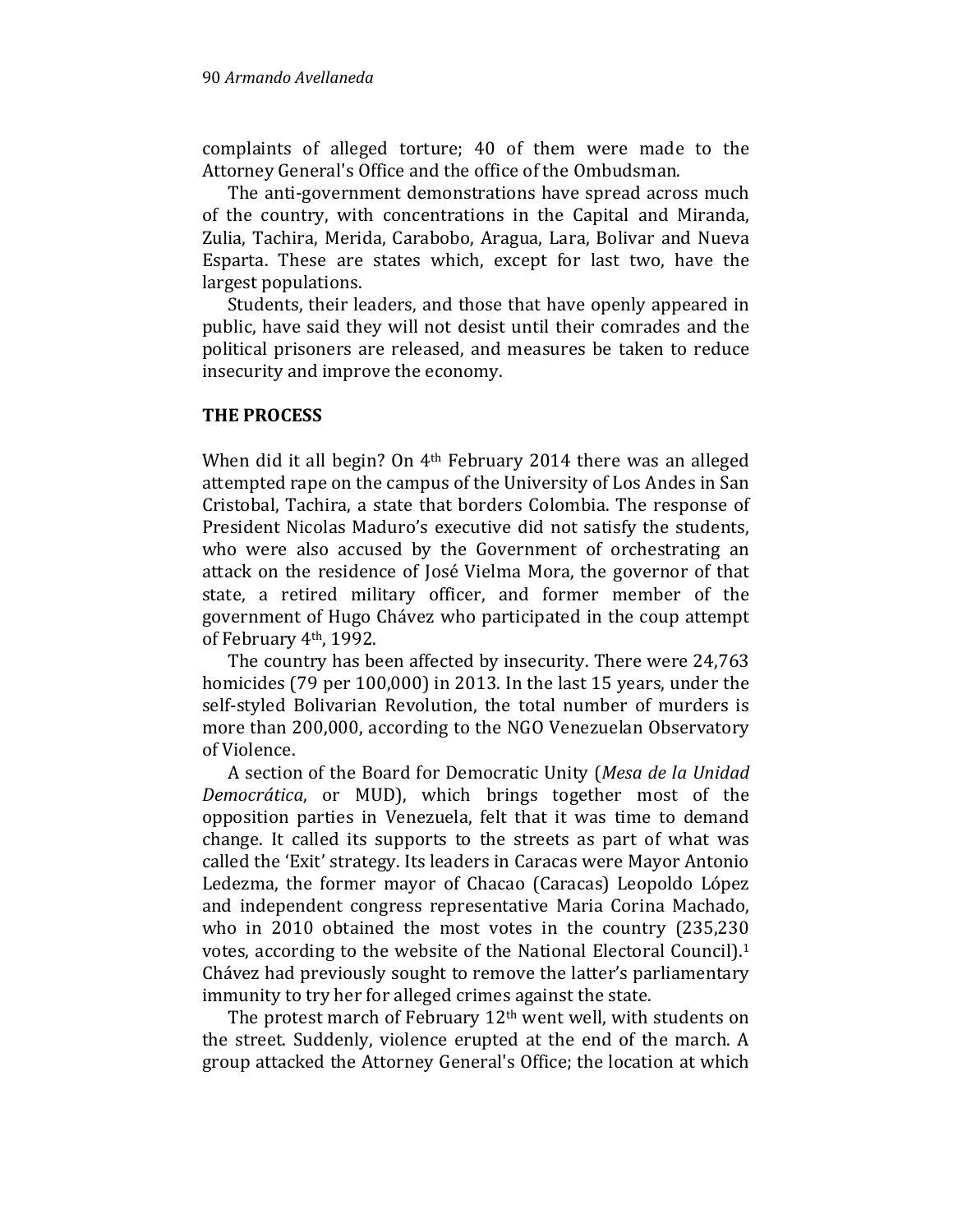complaints of alleged torture; 40 of them were made to the Attorney General's Office and the office of the Ombudsman.

The anti-government demonstrations have spread across much of the country, with concentrations in the Capital and Miranda, Zulia, Tachira, Merida, Carabobo, Aragua, Lara, Bolivar and Nueva Esparta. These are states which, except for last two, have the largest populations.

Students, their leaders, and those that have openly appeared in public, have said they will not desist until their comrades and the political prisoners are released, and measures be taken to reduce insecurity and improve the economy.

## THE PROCESS

When did it all begin? On 4th February 2014 there was an alleged attempted rape on the campus of the University of Los Andes in San Cristobal, Tachira, a state that borders Colombia. The response of President Nicolas Maduro's executive did not satisfy the students, who were also accused by the Government of orchestrating an attack on the residence of José Vielma Mora, the governor of that state, a retired military officer, and former member of the government of Hugo Chávez who participated in the coup attempt of February 4th, 1992.

The country has been affected by insecurity. There were 24,763 homicides (79 per 100,000) in 2013. In the last 15 years, under the self-styled Bolivarian Revolution, the total number of murders is more than 200,000, according to the NGO Venezuelan Observatory of Violence.

A section of the Board for Democratic Unity (*Mesa de la Unidad Democrática*, or MUD), which brings together most of the opposition parties in Venezuela, felt that it was time to demand change. It called its supports to the streets as part of what was called the 'Exit' strategy. Its leaders in Caracas were Mayor Antonio Ledezma, the former mayor of Chacao (Caracas) Leopoldo López and independent congress representative Maria Corina Machado, who in 2010 obtained the most votes in the country (235,230 votes, according to the website of the National Electoral Council).[1] Chávez had previously sought to remove the latter's parliamentary immunity to try her for alleged crimes against the state.

The protest march of February 12th went well, with students on the street. Suddenly, violence erupted at the end of the march. A group attacked the Attorney General's Office; the location at which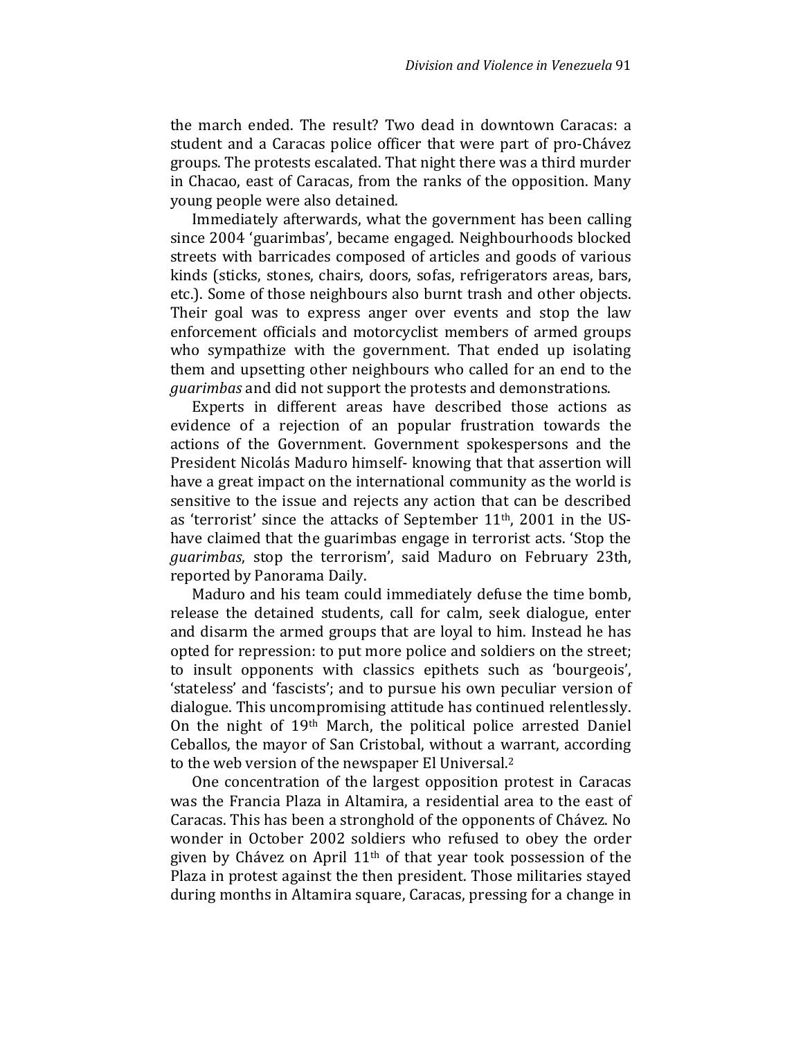the march ended. The result? Two dead in downtown Caracas: a student and a Caracas police officer that were part of pro-Chávez groups. The protests escalated. That night there was a third murder in Chacao, east of Caracas, from the ranks of the opposition. Many young people were also detained.

Immediately afterwards, what the government has been calling since 2004 'guarimbas', became engaged. Neighbourhoods blocked streets with barricades composed of articles and goods of various kinds (sticks, stones, chairs, doors, sofas, refrigerators areas, bars, etc.). Some of those neighbours also burnt trash and other objects. Their goal was to express anger over events and stop the law enforcement officials and motorcyclist members of armed groups who sympathize with the government. That ended up isolating them and upsetting other neighbours who called for an end to the *guarimbas* and did not support the protests and demonstrations.

Experts in different areas have described those actions as evidence of a rejection of an popular frustration towards the actions of the Government. Government spokespersons and the President Nicolás Maduro himself- knowing that that assertion will have a great impact on the international community as the world is sensitive to the issue and rejects any action that can be described as 'terrorist' since the attacks of September 11th, 2001 in the US- have claimed that the guarimbas engage in terrorist acts. 'Stop the *guarimbas*, stop the terrorism', said Maduro on February 23th, reported by Panorama Daily.

Maduro and his team could immediately defuse the time bomb, release the detained students, call for calm, seek dialogue, enter and disarm the armed groups that are loyal to him. Instead he has opted for repression: to put more police and soldiers on the street; to insult opponents with classics epithets such as 'bourgeois', 'stateless' and 'fascists'; and to pursue his own peculiar version of dialogue. This uncompromising attitude has continued relentlessly. On the night of 19th March, the political police arrested Daniel Ceballos, the mayor of San Cristobal, without a warrant, according to the web version of the newspaper El Universal.[2]

One concentration of the largest opposition protest in Caracas was the Francia Plaza in Altamira, a residential area to the east of Caracas. This has been a stronghold of the opponents of Chávez. No wonder in October 2002 soldiers who refused to obey the order given by Chávez on April 11th of that year took possession of the Plaza in protest against the then president. Those militaries stayed during months in Altamira square, Caracas, pressing for a change in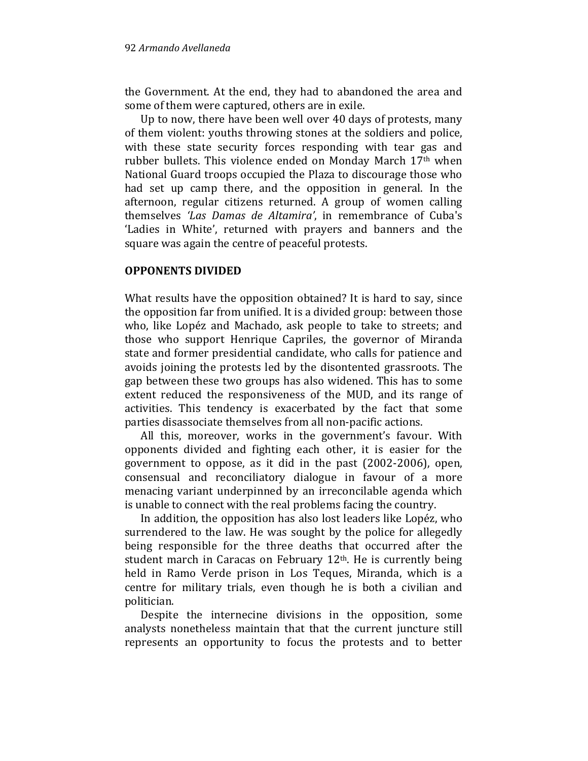the Government. At the end, they had to abandoned the area and some of them were captured, others are in exile.

Up to now, there have been well over 40 days of protests, many of them violent: youths throwing stones at the soldiers and police, with these state security forces responding with tear gas and rubber bullets. This violence ended on Monday March 17th when National Guard troops occupied the Plaza to discourage those who had set up camp there, and the opposition in general. In the afternoon, regular citizens returned. A group of women calling themselves *'Las Damas de Altamira'*, in remembrance of Cuba's 'Ladies in White', returned with prayers and banners and the square was again the centre of peaceful protests.

## OPPONENTS DIVIDED

What results have the opposition obtained? It is hard to say, since the opposition far from unified. It is a divided group: between those who, like Lopéz and Machado, ask people to take to streets; and those who support Henrique Capriles, the governor of Miranda state and former presidential candidate, who calls for patience and avoids joining the protests led by the disontented grassroots. The gap between these two groups has also widened. This has to some extent reduced the responsiveness of the MUD, and its range of activities. This tendency is exacerbated by the fact that some parties disassociate themselves from all non-pacific actions.

All this, moreover, works in the government's favour. With opponents divided and fighting each other, it is easier for the government to oppose, as it did in the past (2002-2006), open, consensual and reconciliatory dialogue in favour of a more menacing variant underpinned by an irreconcilable agenda which is unable to connect with the real problems facing the country.

In addition, the opposition has also lost leaders like Lopéz, who surrendered to the law. He was sought by the police for allegedly being responsible for the three deaths that occurred after the student march in Caracas on February 12th. He is currently being held in Ramo Verde prison in Los Teques, Miranda, which is a centre for military trials, even though he is both a civilian and politician.

Despite the internecine divisions in the opposition, some analysts nonetheless maintain that that the current juncture still represents an opportunity to focus the protests and to better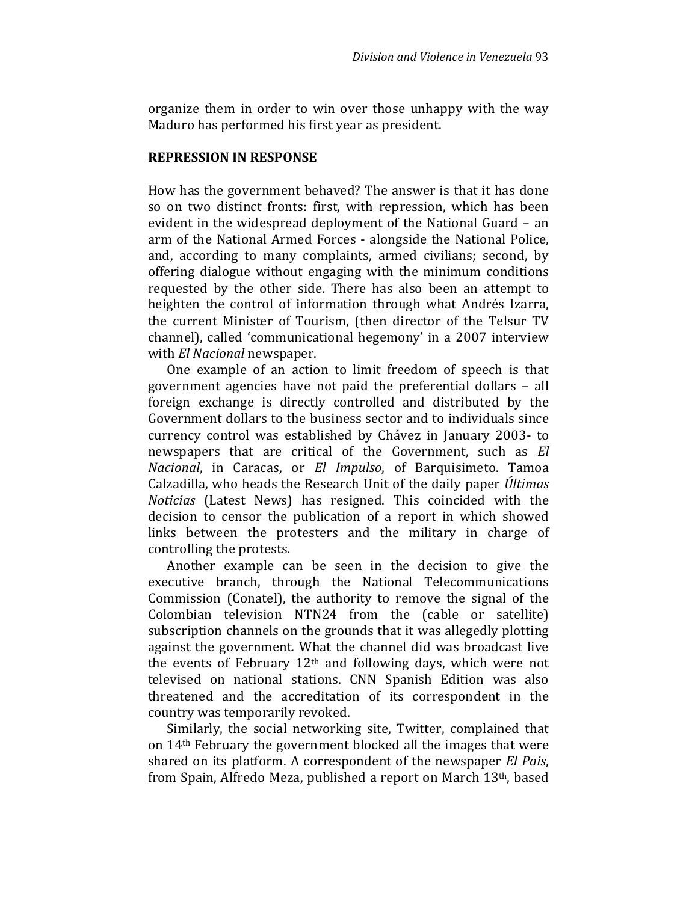organize them in order to win over those unhappy with the way Maduro has performed his first year as president.

## REPRESSION IN RESPONSE

How has the government behaved? The answer is that it has done so on two distinct fronts: first, with repression, which has been evident in the widespread deployment of the National Guard – an arm of the National Armed Forces - alongside the National Police, and, according to many complaints, armed civilians; second, by offering dialogue without engaging with the minimum conditions requested by the other side. There has also been an attempt to heighten the control of information through what Andrés Izarra, the current Minister of Tourism, (then director of the Telsur TV channel), called 'communicational hegemony' in a 2007 interview with *El Nacional* newspaper.

One example of an action to limit freedom of speech is that government agencies have not paid the preferential dollars – all foreign exchange is directly controlled and distributed by the Government dollars to the business sector and to individuals since currency control was established by Chávez in January 2003- to newspapers that are critical of the Government, such as *El Nacional*, in Caracas, or *El Impulso*, of Barquisimeto. Tamoa Calzadilla, who heads the Research Unit of the daily paper *Últimas Noticias* (Latest News) has resigned. This coincided with the decision to censor the publication of a report in which showed links between the protesters and the military in charge of controlling the protests.

Another example can be seen in the decision to give the executive branch, through the National Telecommunications Commission (Conatel), the authority to remove the signal of the Colombian television NTN24 from the (cable or satellite) subscription channels on the grounds that it was allegedly plotting against the government. What the channel did was broadcast live the events of February 12th and following days, which were not televised on national stations. CNN Spanish Edition was also threatened and the accreditation of its correspondent in the country was temporarily revoked.

Similarly, the social networking site, Twitter, complained that on 14th February the government blocked all the images that were shared on its platform. A correspondent of the newspaper *El Pais*, from Spain, Alfredo Meza, published a report on March 13th, based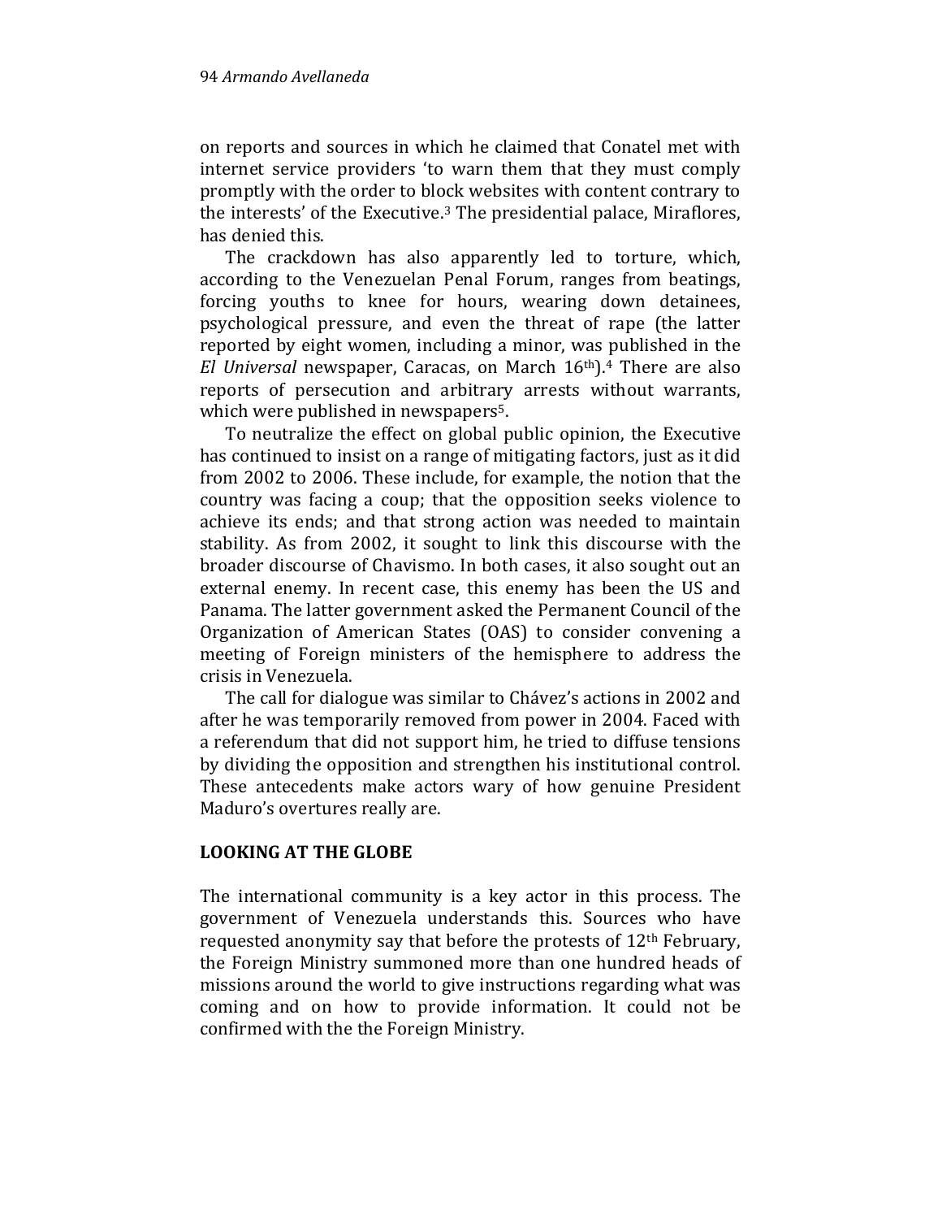on reports and sources in which he claimed that Conatel met with internet service providers 'to warn them that they must comply promptly with the order to block websites with content contrary to the interests' of the Executive.[3] The presidential palace, Miraflores, has denied this.

The crackdown has also apparently led to torture, which, according to the Venezuelan Penal Forum, ranges from beatings, forcing youths to knee for hours, wearing down detainees, psychological pressure, and even the threat of rape (the latter reported by eight women, including a minor, was published in the *El Universal* newspaper, Caracas, on March 16th).[4] There are also reports of persecution and arbitrary arrests without warrants, which were published in newspapers[5].

To neutralize the effect on global public opinion, the Executive has continued to insist on a range of mitigating factors, just as it did from 2002 to 2006. These include, for example, the notion that the country was facing a coup; that the opposition seeks violence to achieve its ends; and that strong action was needed to maintain stability. As from 2002, it sought to link this discourse with the broader discourse of Chavismo. In both cases, it also sought out an external enemy. In recent case, this enemy has been the US and Panama. The latter government asked the Permanent Council of the Organization of American States (OAS) to consider convening a meeting of Foreign ministers of the hemisphere to address the crisis in Venezuela.

The call for dialogue was similar to Chávez's actions in 2002 and after he was temporarily removed from power in 2004. Faced with a referendum that did not support him, he tried to diffuse tensions by dividing the opposition and strengthen his institutional control. These antecedents make actors wary of how genuine President Maduro's overtures really are.

## LOOKING AT THE GLOBE

The international community is a key actor in this process. The government of Venezuela understands this. Sources who have requested anonymity say that before the protests of 12th February, the Foreign Ministry summoned more than one hundred heads of missions around the world to give instructions regarding what was coming and on how to provide information. It could not be confirmed with the the Foreign Ministry.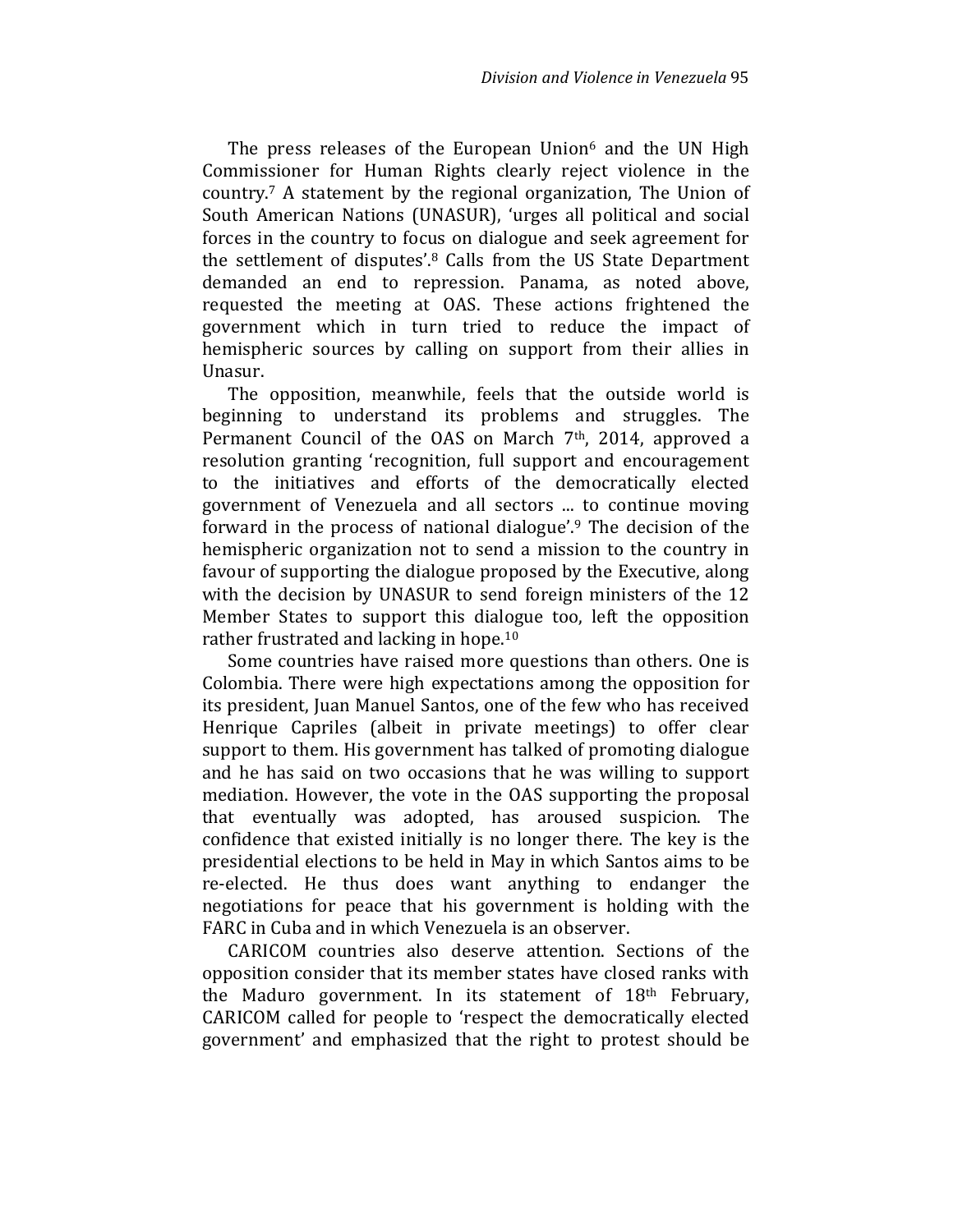The press releases of the European Union[6] and the UN High Commissioner for Human Rights clearly reject violence in the country.[7] A statement by the regional organization, The Union of South American Nations (UNASUR), 'urges all political and social forces in the country to focus on dialogue and seek agreement for the settlement of disputes'.[8] Calls from the US State Department demanded an end to repression. Panama, as noted above, requested the meeting at OAS. These actions frightened the government which in turn tried to reduce the impact of hemispheric sources by calling on support from their allies in Unasur.

The opposition, meanwhile, feels that the outside world is beginning to understand its problems and struggles. The Permanent Council of the OAS on March 7th, 2014, approved a resolution granting 'recognition, full support and encouragement to the initiatives and efforts of the democratically elected government of Venezuela and all sectors ... to continue moving forward in the process of national dialogue'.[9] The decision of the hemispheric organization not to send a mission to the country in favour of supporting the dialogue proposed by the Executive, along with the decision by UNASUR to send foreign ministers of the 12 Member States to support this dialogue too, left the opposition rather frustrated and lacking in hope.[10]

Some countries have raised more questions than others. One is Colombia. There were high expectations among the opposition for its president, Juan Manuel Santos, one of the few who has received Henrique Capriles (albeit in private meetings) to offer clear support to them. His government has talked of promoting dialogue and he has said on two occasions that he was willing to support mediation. However, the vote in the OAS supporting the proposal that eventually was adopted, has aroused suspicion. The confidence that existed initially is no longer there. The key is the presidential elections to be held in May in which Santos aims to be re-elected. He thus does want anything to endanger the negotiations for peace that his government is holding with the FARC in Cuba and in which Venezuela is an observer.

CARICOM countries also deserve attention. Sections of the opposition consider that its member states have closed ranks with the Maduro government. In its statement of 18th February, CARICOM called for people to 'respect the democratically elected government' and emphasized that the right to protest should be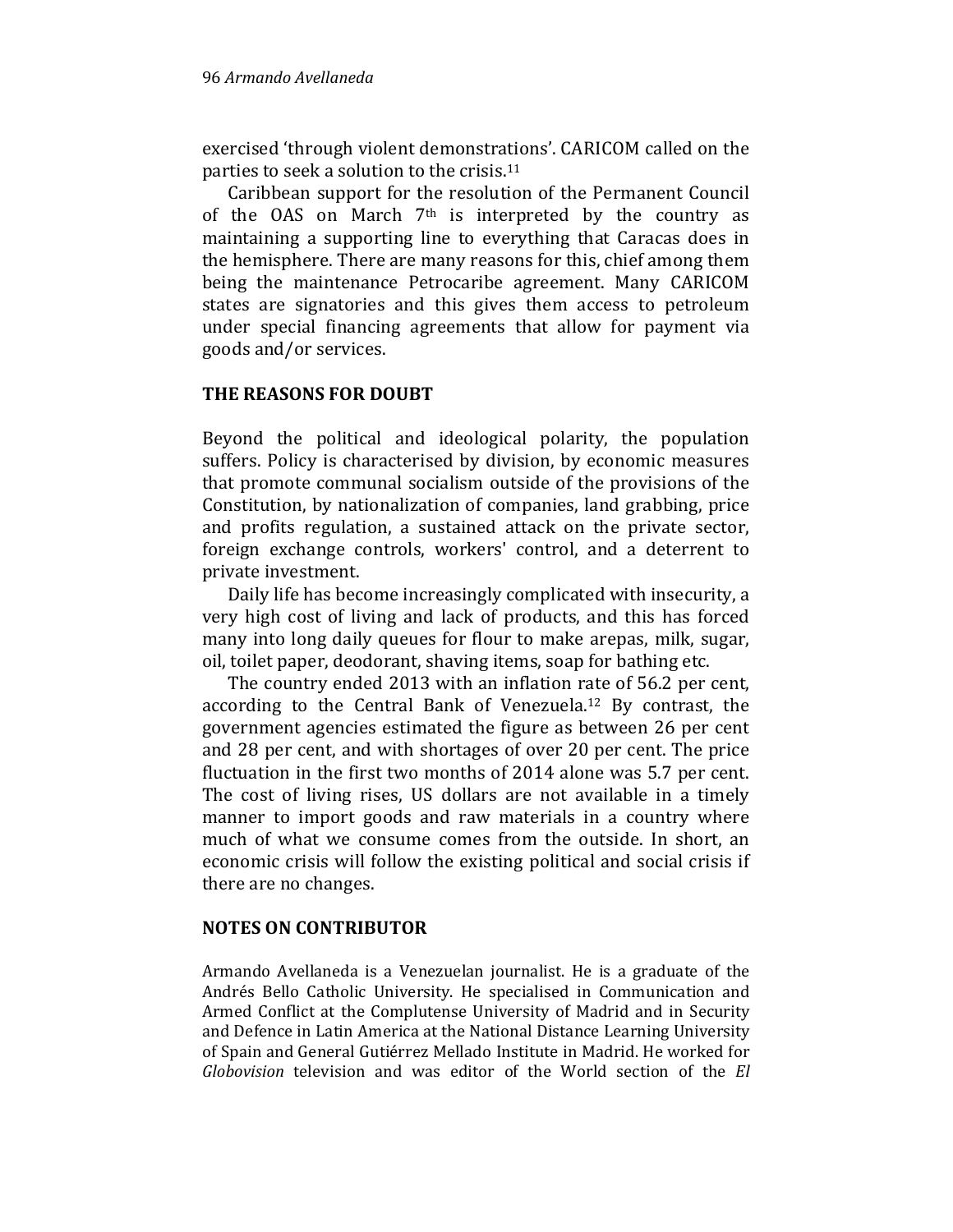exercised 'through violent demonstrations'. CARICOM called on the parties to seek a solution to the crisis.[11]

Caribbean support for the resolution of the Permanent Council of the OAS on March 7th is interpreted by the country as maintaining a supporting line to everything that Caracas does in the hemisphere. There are many reasons for this, chief among them being the maintenance Petrocaribe agreement. Many CARICOM states are signatories and this gives them access to petroleum under special financing agreements that allow for payment via goods and/or services.

## THE REASONS FOR DOUBT

Beyond the political and ideological polarity, the population suffers. Policy is characterised by division, by economic measures that promote communal socialism outside of the provisions of the Constitution, by nationalization of companies, land grabbing, price and profits regulation, a sustained attack on the private sector, foreign exchange controls, workers' control, and a deterrent to private investment.

Daily life has become increasingly complicated with insecurity, a very high cost of living and lack of products, and this has forced many into long daily queues for flour to make arepas, milk, sugar, oil, toilet paper, deodorant, shaving items, soap for bathing etc.

The country ended 2013 with an inflation rate of 56.2 per cent, according to the Central Bank of Venezuela.[12] By contrast, the government agencies estimated the figure as between 26 per cent and 28 per cent, and with shortages of over 20 per cent. The price fluctuation in the first two months of 2014 alone was 5.7 per cent. The cost of living rises, US dollars are not available in a timely manner to import goods and raw materials in a country where much of what we consume comes from the outside. In short, an economic crisis will follow the existing political and social crisis if there are no changes.

## NOTES ON CONTRIBUTOR

Armando Avellaneda is a Venezuelan journalist. He is a graduate of the Andrés Bello Catholic University. He specialised in Communication and Armed Conflict at the Complutense University of Madrid and in Security and Defence in Latin America at the National Distance Learning University of Spain and General Gutiérrez Mellado Institute in Madrid. He worked for *Globovision* television and was editor of the World section of the *El*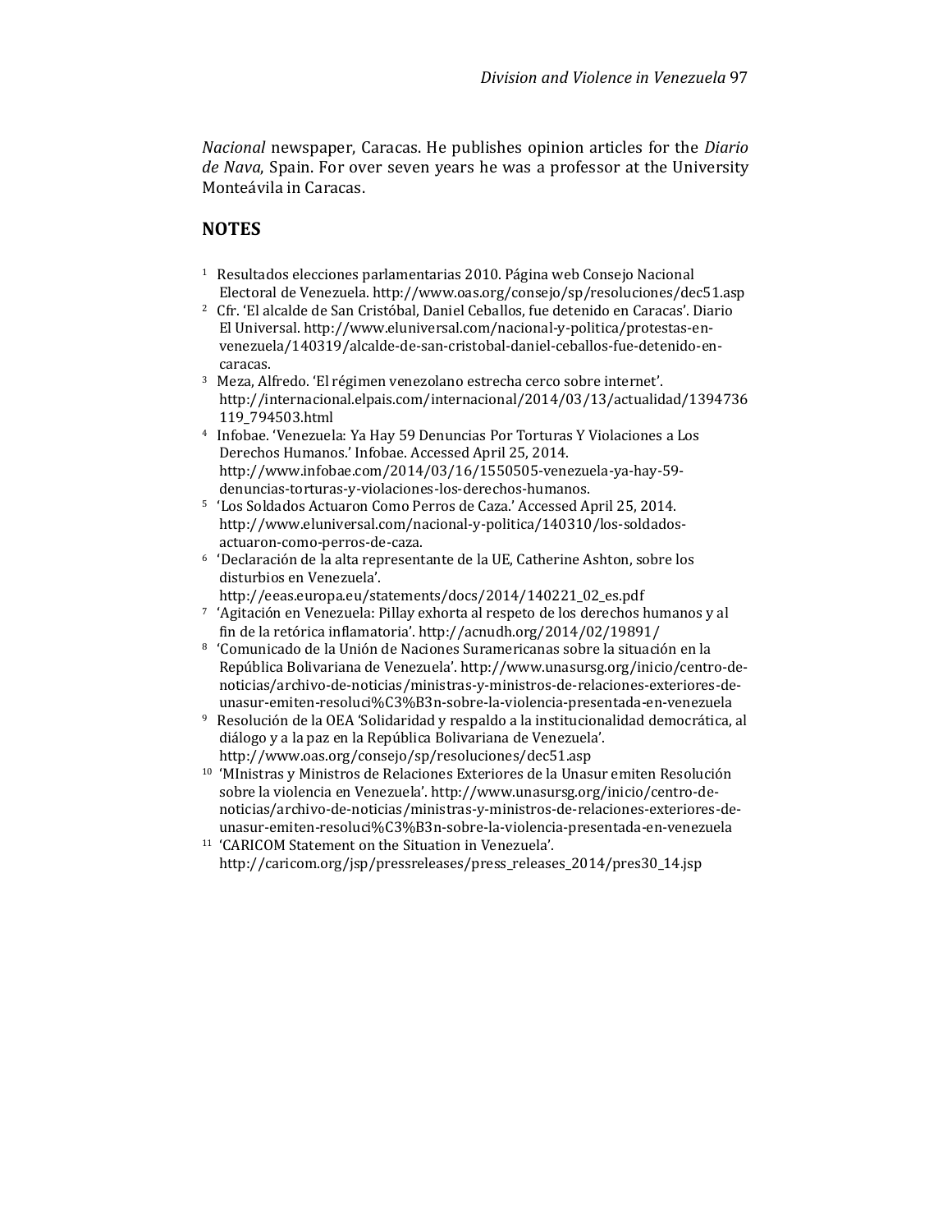*Nacional* newspaper, Caracas. He publishes opinion articles for the *Diario de Nava*, Spain. For over seven years he was a professor at the University Monteávila in Caracas.

## NOTES

1. Resultados elecciones parlamentarias 2010. Página web Consejo Nacional Electoral de Venezuela. http://www.oas.org/consejo/sp/resoluciones/dec51.asp
2. Cfr. 'El alcalde de San Cristóbal, Daniel Ceballos, fue detenido en Caracas'. Diario El Universal. http://www.eluniversal.com/nacional-y-politica/protestas-en-venezuela/140319/alcalde-de-san-cristobal-daniel-ceballos-fue-detenido-en-caracas.
3. Meza, Alfredo. 'El régimen venezolano estrecha cerco sobre internet'. http://internacional.elpais.com/internacional/2014/03/13/actualidad/1394736119_794503.html
4. Infobae. 'Venezuela: Ya Hay 59 Denuncias Por Torturas Y Violaciones a Los Derechos Humanos.' Infobae. Accessed April 25, 2014. http://www.infobae.com/2014/03/16/1550505-venezuela-ya-hay-59-denuncias-torturas-y-violaciones-los-derechos-humanos.
5. 'Los Soldados Actuaron Como Perros de Caza.' Accessed April 25, 2014. http://www.eluniversal.com/nacional-y-politica/140310/los-soldados-actuaron-como-perros-de-caza.
6. 'Declaración de la alta representante de la UE, Catherine Ashton, sobre los disturbios en Venezuela'. http://eeas.europa.eu/statements/docs/2014/140221_02_es.pdf
7. 'Agitación en Venezuela: Pillay exhorta al respeto de los derechos humanos y al fin de la retórica inflamatoria'. http://acnudh.org/2014/02/19891/
8. 'Comunicado de la Unión de Naciones Suramericanas sobre la situación en la República Bolivariana de Venezuela'. http://www.unasursg.org/inicio/centro-de-noticias/archivo-de-noticias/ministras-y-ministros-de-relaciones-exteriores-de-unasur-emiten-resoluci%C3%B3n-sobre-la-violencia-presentada-en-venezuela
9. Resolución de la OEA 'Solidaridad y respaldo a la institucionalidad democrática, al diálogo y a la paz en la República Bolivariana de Venezuela'. http://www.oas.org/consejo/sp/resoluciones/dec51.asp
10. 'MInistras y Ministros de Relaciones Exteriores de la Unasur emiten Resolución sobre la violencia en Venezuela'. http://www.unasursg.org/inicio/centro-de-noticias/archivo-de-noticias/ministras-y-ministros-de-relaciones-exteriores-de-unasur-emiten-resoluci%C3%B3n-sobre-la-violencia-presentada-en-venezuela
11. 'CARICOM Statement on the Situation in Venezuela'. http://caricom.org/jsp/pressreleases/press_releases_2014/pres30_14.jsp